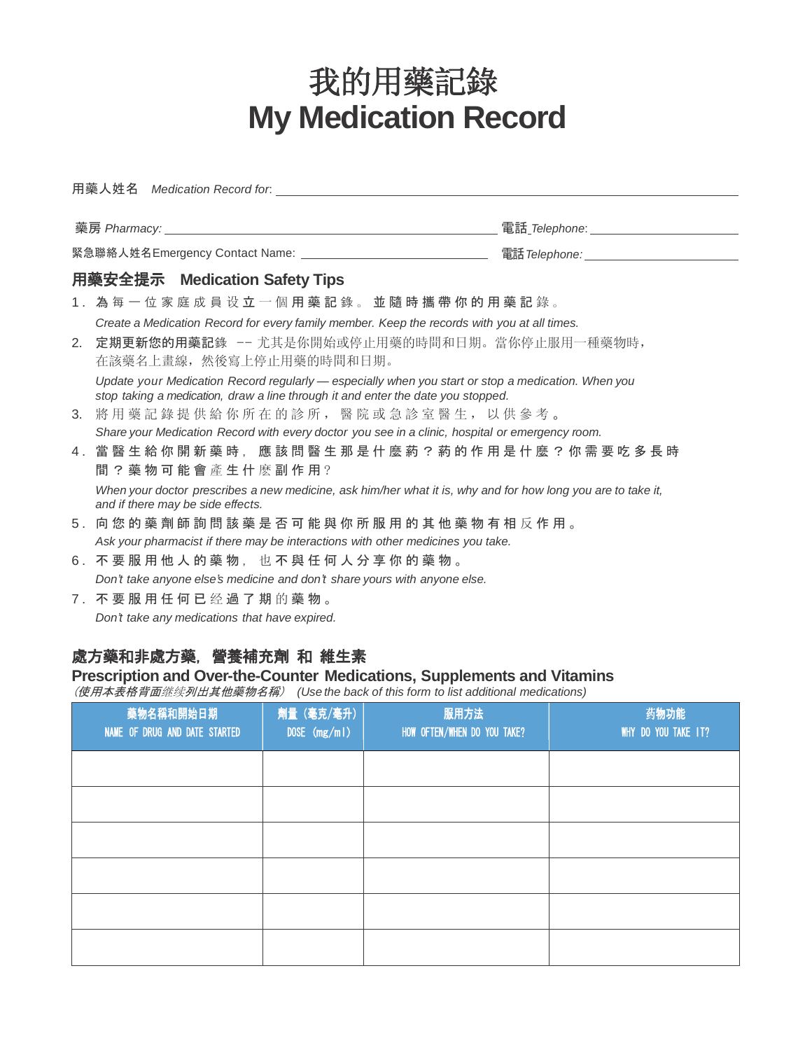# 我的用藥記錄
# My Medication Record

用藥人姓名 *Medication Record for*: ____________________

藥房 *Pharmacy:* ____________________ 電話 *Telephone*: ____________________

緊急聯絡人姓名Emergency Contact Name: ____________________ 電話 *Telephone:* ____________________

## 用藥安全提示 Medication Safety Tips

1. **為**每一位家庭成員设**立**一個**用藥記**錄。**並隨時攜帶你的用藥記**錄。
   *Create a Medication Record for every family member. Keep the records with you at all times.*
2. **定期更新您的用藥記**錄 -- 尤其是你開始或停止用藥的時間和日期。當你停止服用一種藥物時，在該藥名上畫線，然後寫上停止用藥的時間和日期。
   *Update your Medication Record regularly — especially when you start or stop a medication. When you stop taking a medication, draw a line through it and enter the date you stopped.*
3. 將用藥記錄提供給你所在的診所，醫院或急診室醫生，以供參考。
   *Share your Medication Record with every doctor you see in a clinic, hospital or emergency room.*
4. **當醫生給你開新藥時，應該問醫生那是什麼葯？葯的作用是什麼？你需要吃多長時間？藥物可能會**產**生**什麽**副作用**？
   *When your doctor prescribes a new medicine, ask him/her what it is, why and for how long you are to take it, and if there may be side effects.*
5. **向您的藥劑師詢問該藥是否可能與你所服用的其他藥物有相**反**作用**。
   *Ask your pharmacist if there may be interactions with other medicines you take.*
6. **不要服用他人的藥物**，也**不與任何人分享你的藥物**。
   *Don't take anyone else's medicine and don't share yours with anyone else.*
7. **不要服用任何已**经**過了期**的**藥物**。
   *Don't take any medications that have expired.*

## 處方藥和非處方藥，營養補充劑 和 維生素
## Prescription and Over-the-Counter Medications, Supplements and Vitamins

*（使用本表格背面继续列出其他藥物名稱） (Use the back of this form to list additional medications)*

| 藥物名稱和開始日期<br>NAME OF DRUG AND DATE STARTED | 劑量（毫克/毫升）<br>DOSE (mg/ml) | 服用方法<br>HOW OFTEN/WHEN DO YOU TAKE? | 药物功能<br>WHY DO YOU TAKE IT? |
|---|---|---|---|
| | | | |
| | | | |
| | | | |
| | | | |
| | | | |
| | | | |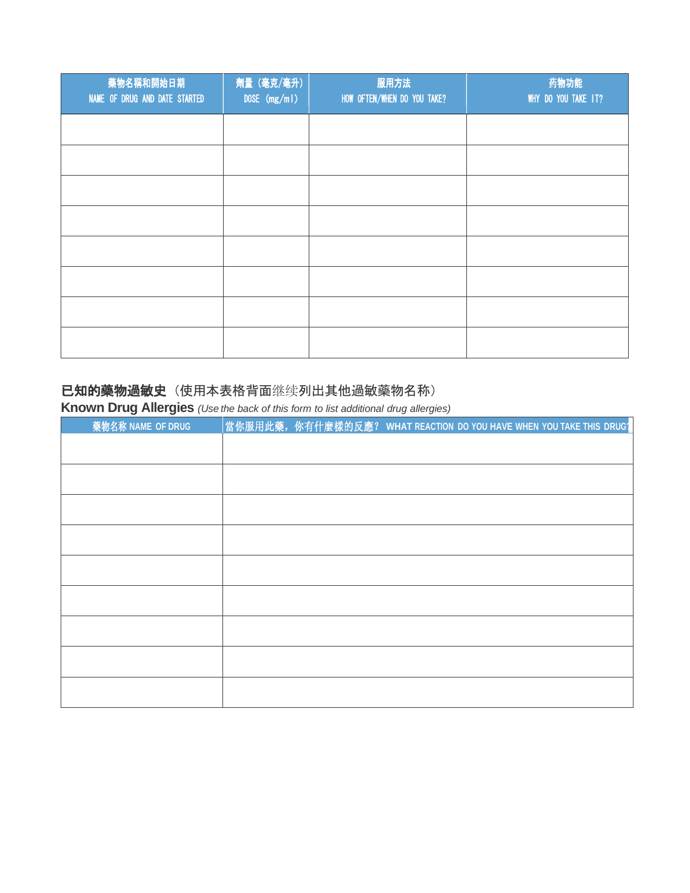| 藥物名稱和開始日期<br>NAME OF DRUG AND DATE STARTED | 劑量（毫克/毫升）<br>DOSE (mg/ml) | 服用方法<br>HOW OFTEN/WHEN DO YOU TAKE? | 药物功能<br>WHY DO YOU TAKE IT? |
|---|---|---|---|
| | | | |
| | | | |
| | | | |
| | | | |
| | | | |
| | | | |
| | | | |
| | | | |

**已知的藥物過敏史**（使用本表格背面继续列出其他過敏藥物名称）

**Known Drug Allergies** *(Use the back of this form to list additional drug allergies)*

| 藥物名称 NAME OF DRUG | 當你服用此藥，你有什麼樣的反應? WHAT REACTION DO YOU HAVE WHEN YOU TAKE THIS DRUG? |
|---|---|
| | |
| | |
| | |
| | |
| | |
| | |
| | |
| | |
| | |